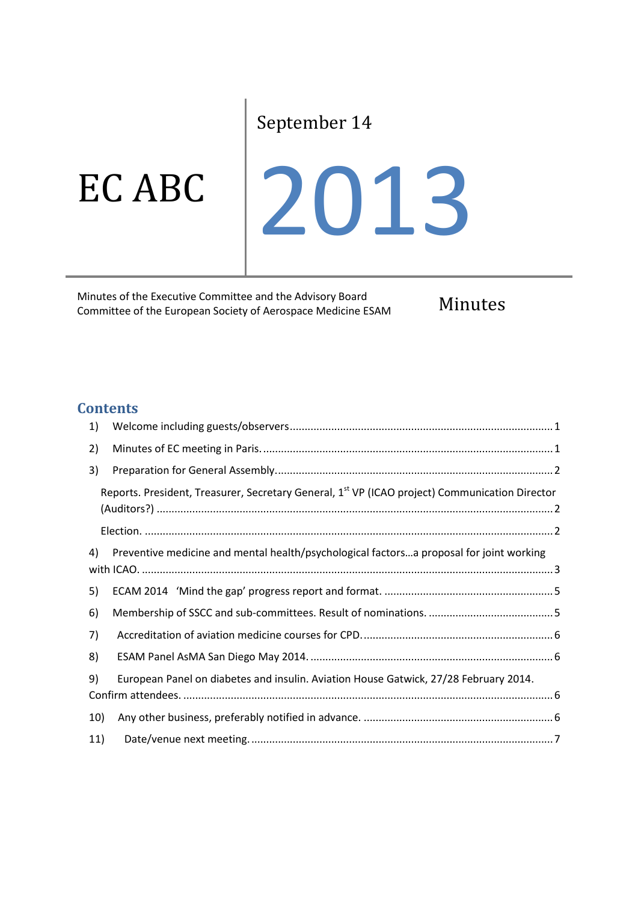# EC ABC

September 14

# 2013

Minutes of the Executive Committee and the Advisory Board Committee of the European Society of Aerospace Medicine ESAM

Minutes

## Contents

1) Welcome including guests/observers ........ 1

2) Minutes of EC meeting in Paris. ........ 1

3) Preparation for General Assembly. ........ 2

   Reports. President, Treasurer, Secretary General, 1st VP (ICAO project) Communication Director (Auditors?) ........ 2

   Election. ........ 2

4) Preventive medicine and mental health/psychological factors…a proposal for joint working with ICAO. ........ 3

5) ECAM 2014 'Mind the gap' progress report and format. ........ 5

6) Membership of SSCC and sub-committees. Result of nominations. ........ 5

7) Accreditation of aviation medicine courses for CPD. ........ 6

8) ESAM Panel AsMA San Diego May 2014. ........ 6

9) European Panel on diabetes and insulin. Aviation House Gatwick, 27/28 February 2014. Confirm attendees. ........ 6

10) Any other business, preferably notified in advance. ........ 6

11) Date/venue next meeting. ........ 7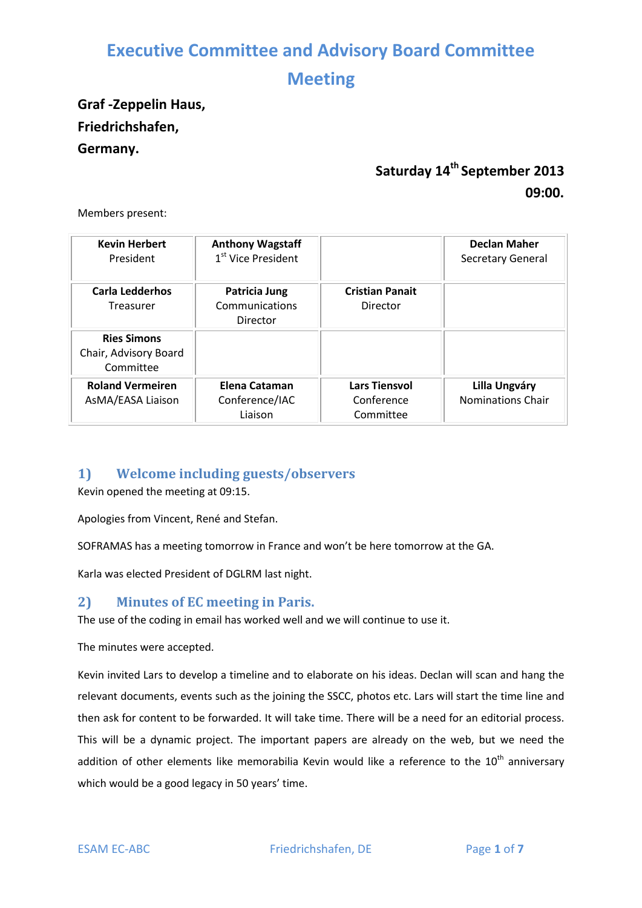# Executive Committee and Advisory Board Committee Meeting

**Graf -Zeppelin Haus,**
**Friedrichshafen,**
**Germany.**

**Saturday 14th September 2013**
**09:00.**

Members present:

| | | | |
|---|---|---|---|
| **Kevin Herbert**<br>President | **Anthony Wagstaff**<br>1st Vice President | | **Declan Maher**<br>Secretary General |
| **Carla Ledderhos**<br>Treasurer | **Patricia Jung**<br>Communications Director | **Cristian Panait**<br>Director | |
| **Ries Simons**<br>Chair, Advisory Board Committee | | | |
| **Roland Vermeiren**<br>AsMA/EASA Liaison | **Elena Cataman**<br>Conference/IAC Liaison | **Lars Tiensvol**<br>Conference Committee | **Lilla Ungváry**<br>Nominations Chair |

## 1) Welcome including guests/observers

Kevin opened the meeting at 09:15.

Apologies from Vincent, René and Stefan.

SOFRAMAS has a meeting tomorrow in France and won't be here tomorrow at the GA.

Karla was elected President of DGLRM last night.

## 2) Minutes of EC meeting in Paris.

The use of the coding in email has worked well and we will continue to use it.

The minutes were accepted.

Kevin invited Lars to develop a timeline and to elaborate on his ideas. Declan will scan and hang the relevant documents, events such as the joining the SSCC, photos etc. Lars will start the time line and then ask for content to be forwarded. It will take time. There will be a need for an editorial process. This will be a dynamic project. The important papers are already on the web, but we need the addition of other elements like memorabilia Kevin would like a reference to the 10th anniversary which would be a good legacy in 50 years' time.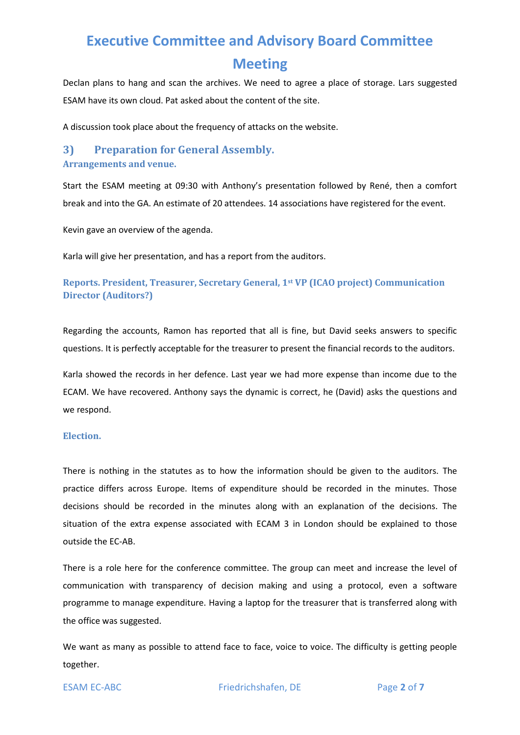Declan plans to hang and scan the archives. We need to agree a place of storage. Lars suggested ESAM have its own cloud. Pat asked about the content of the site.

A discussion took place about the frequency of attacks on the website.

## 3) Preparation for General Assembly.

### Arrangements and venue.

Start the ESAM meeting at 09:30 with Anthony's presentation followed by René, then a comfort break and into the GA. An estimate of 20 attendees. 14 associations have registered for the event.

Kevin gave an overview of the agenda.

Karla will give her presentation, and has a report from the auditors.

### Reports. President, Treasurer, Secretary General, 1st VP (ICAO project) Communication Director (Auditors?)

Regarding the accounts, Ramon has reported that all is fine, but David seeks answers to specific questions. It is perfectly acceptable for the treasurer to present the financial records to the auditors.

Karla showed the records in her defence. Last year we had more expense than income due to the ECAM. We have recovered. Anthony says the dynamic is correct, he (David) asks the questions and we respond.

### Election.

There is nothing in the statutes as to how the information should be given to the auditors. The practice differs across Europe. Items of expenditure should be recorded in the minutes. Those decisions should be recorded in the minutes along with an explanation of the decisions. The situation of the extra expense associated with ECAM 3 in London should be explained to those outside the EC-AB.

There is a role here for the conference committee. The group can meet and increase the level of communication with transparency of decision making and using a protocol, even a software programme to manage expenditure. Having a laptop for the treasurer that is transferred along with the office was suggested.

We want as many as possible to attend face to face, voice to voice. The difficulty is getting people together.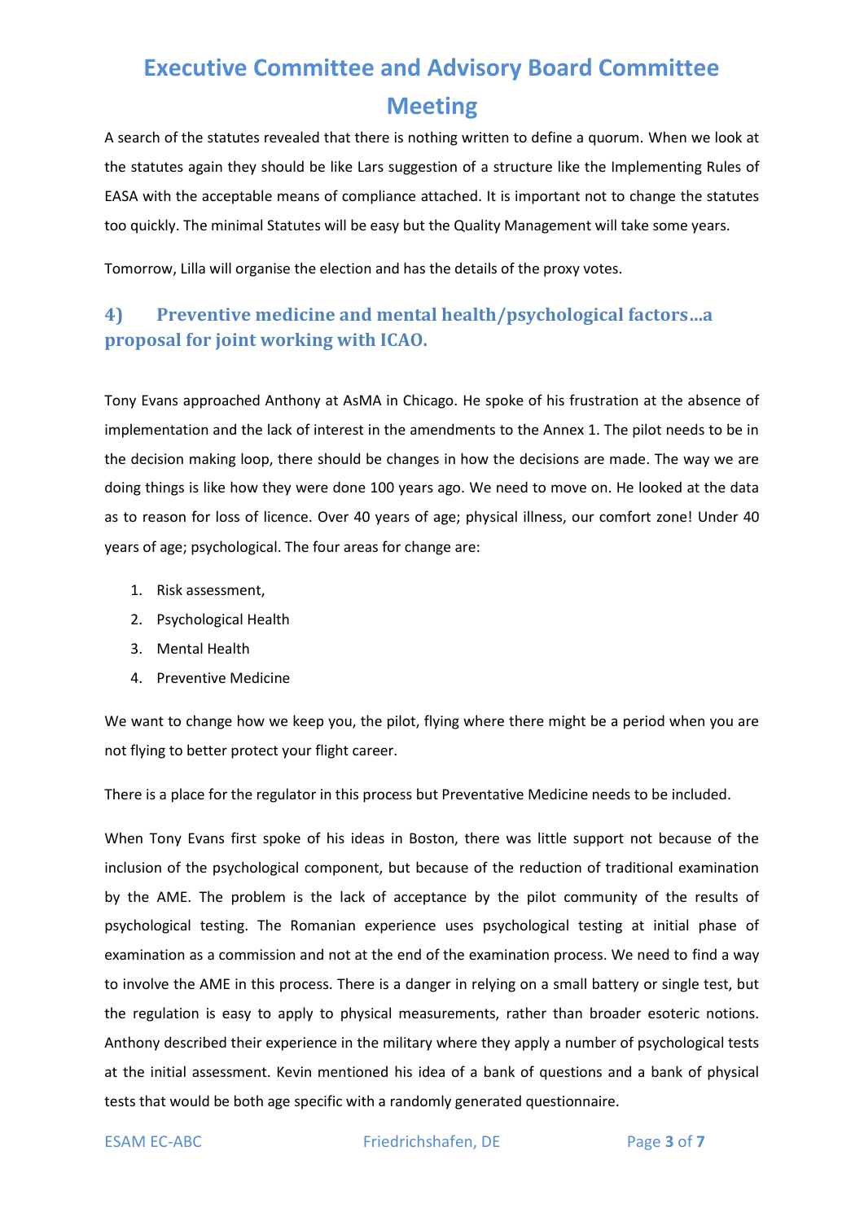A search of the statutes revealed that there is nothing written to define a quorum. When we look at the statutes again they should be like Lars suggestion of a structure like the Implementing Rules of EASA with the acceptable means of compliance attached. It is important not to change the statutes too quickly. The minimal Statutes will be easy but the Quality Management will take some years.

Tomorrow, Lilla will organise the election and has the details of the proxy votes.

## 4) Preventive medicine and mental health/psychological factors…a proposal for joint working with ICAO.

Tony Evans approached Anthony at AsMA in Chicago. He spoke of his frustration at the absence of implementation and the lack of interest in the amendments to the Annex 1. The pilot needs to be in the decision making loop, there should be changes in how the decisions are made. The way we are doing things is like how they were done 100 years ago. We need to move on. He looked at the data as to reason for loss of licence. Over 40 years of age; physical illness, our comfort zone! Under 40 years of age; psychological. The four areas for change are:

1. Risk assessment,
2. Psychological Health
3. Mental Health
4. Preventive Medicine

We want to change how we keep you, the pilot, flying where there might be a period when you are not flying to better protect your flight career.

There is a place for the regulator in this process but Preventative Medicine needs to be included.

When Tony Evans first spoke of his ideas in Boston, there was little support not because of the inclusion of the psychological component, but because of the reduction of traditional examination by the AME. The problem is the lack of acceptance by the pilot community of the results of psychological testing. The Romanian experience uses psychological testing at initial phase of examination as a commission and not at the end of the examination process. We need to find a way to involve the AME in this process. There is a danger in relying on a small battery or single test, but the regulation is easy to apply to physical measurements, rather than broader esoteric notions. Anthony described their experience in the military where they apply a number of psychological tests at the initial assessment. Kevin mentioned his idea of a bank of questions and a bank of physical tests that would be both age specific with a randomly generated questionnaire.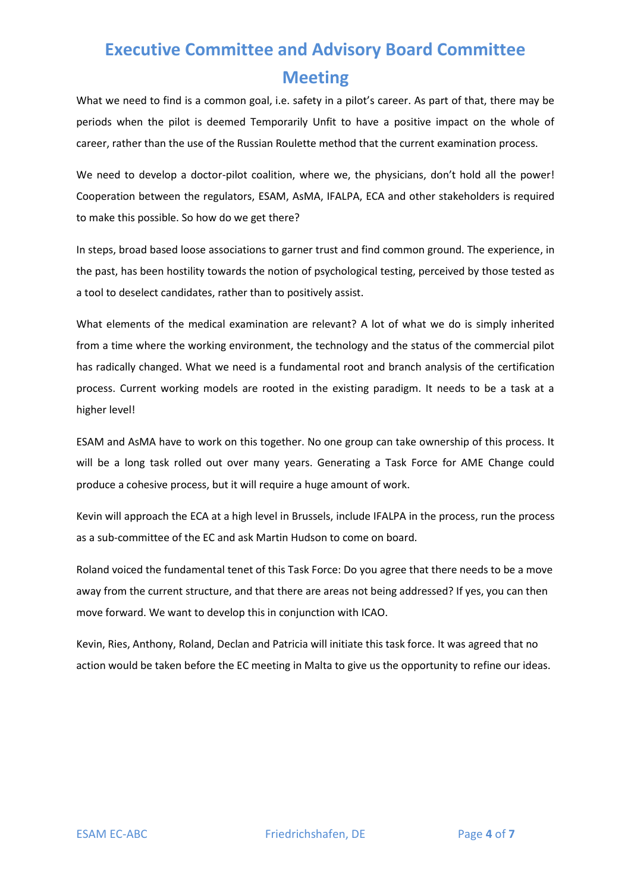What we need to find is a common goal, i.e. safety in a pilot's career. As part of that, there may be periods when the pilot is deemed Temporarily Unfit to have a positive impact on the whole of career, rather than the use of the Russian Roulette method that the current examination process.

We need to develop a doctor-pilot coalition, where we, the physicians, don't hold all the power! Cooperation between the regulators, ESAM, AsMA, IFALPA, ECA and other stakeholders is required to make this possible. So how do we get there?

In steps, broad based loose associations to garner trust and find common ground. The experience, in the past, has been hostility towards the notion of psychological testing, perceived by those tested as a tool to deselect candidates, rather than to positively assist.

What elements of the medical examination are relevant? A lot of what we do is simply inherited from a time where the working environment, the technology and the status of the commercial pilot has radically changed. What we need is a fundamental root and branch analysis of the certification process. Current working models are rooted in the existing paradigm. It needs to be a task at a higher level!

ESAM and AsMA have to work on this together. No one group can take ownership of this process. It will be a long task rolled out over many years. Generating a Task Force for AME Change could produce a cohesive process, but it will require a huge amount of work.

Kevin will approach the ECA at a high level in Brussels, include IFALPA in the process, run the process as a sub-committee of the EC and ask Martin Hudson to come on board.

Roland voiced the fundamental tenet of this Task Force: Do you agree that there needs to be a move away from the current structure, and that there are areas not being addressed? If yes, you can then move forward. We want to develop this in conjunction with ICAO.

Kevin, Ries, Anthony, Roland, Declan and Patricia will initiate this task force. It was agreed that no action would be taken before the EC meeting in Malta to give us the opportunity to refine our ideas.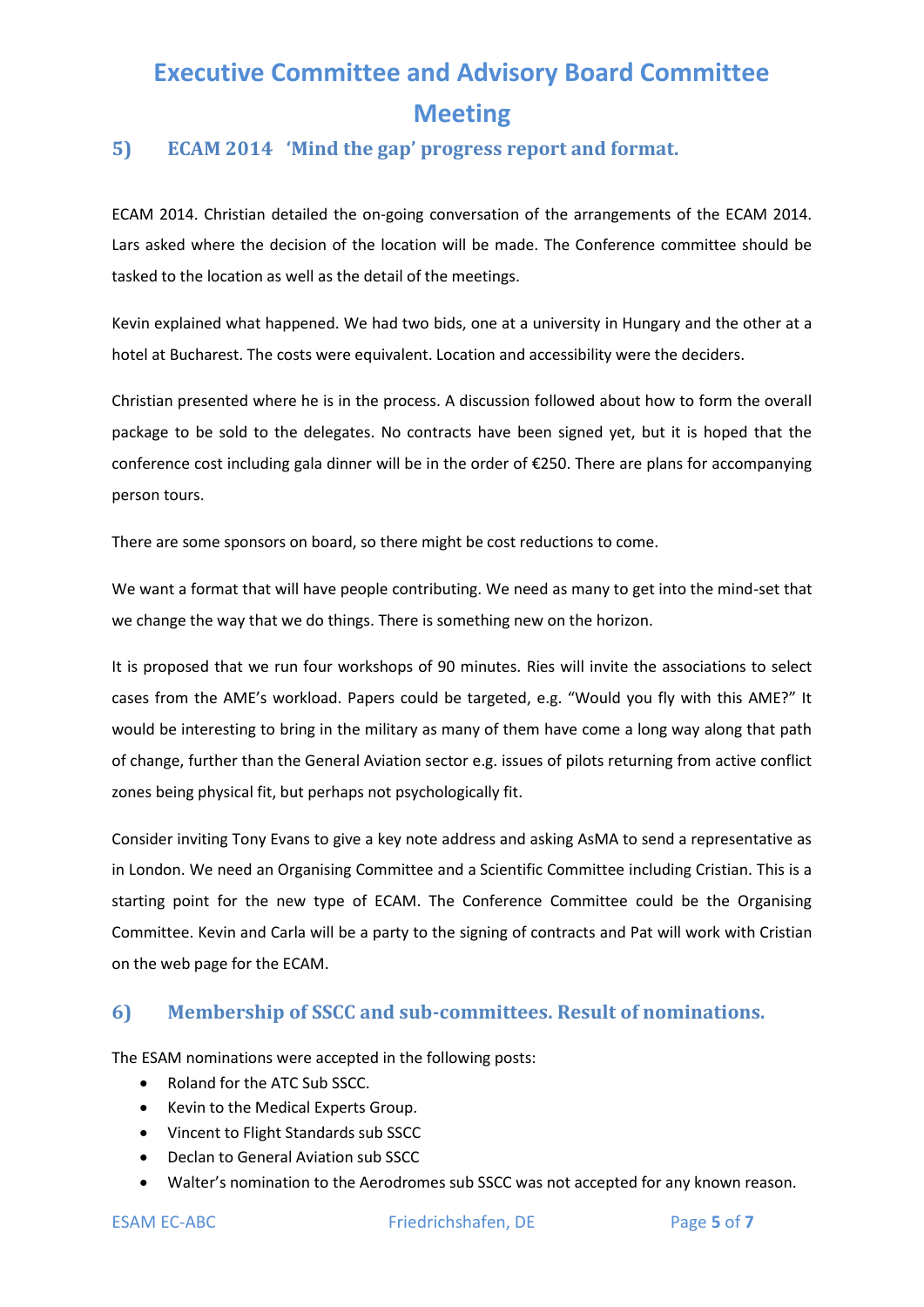## 5) ECAM 2014 'Mind the gap' progress report and format.

ECAM 2014. Christian detailed the on-going conversation of the arrangements of the ECAM 2014. Lars asked where the decision of the location will be made. The Conference committee should be tasked to the location as well as the detail of the meetings.

Kevin explained what happened. We had two bids, one at a university in Hungary and the other at a hotel at Bucharest. The costs were equivalent. Location and accessibility were the deciders.

Christian presented where he is in the process. A discussion followed about how to form the overall package to be sold to the delegates. No contracts have been signed yet, but it is hoped that the conference cost including gala dinner will be in the order of €250. There are plans for accompanying person tours.

There are some sponsors on board, so there might be cost reductions to come.

We want a format that will have people contributing. We need as many to get into the mind-set that we change the way that we do things. There is something new on the horizon.

It is proposed that we run four workshops of 90 minutes. Ries will invite the associations to select cases from the AME's workload. Papers could be targeted, e.g. "Would you fly with this AME?" It would be interesting to bring in the military as many of them have come a long way along that path of change, further than the General Aviation sector e.g. issues of pilots returning from active conflict zones being physical fit, but perhaps not psychologically fit.

Consider inviting Tony Evans to give a key note address and asking AsMA to send a representative as in London. We need an Organising Committee and a Scientific Committee including Cristian. This is a starting point for the new type of ECAM. The Conference Committee could be the Organising Committee. Kevin and Carla will be a party to the signing of contracts and Pat will work with Cristian on the web page for the ECAM.

## 6) Membership of SSCC and sub-committees. Result of nominations.

The ESAM nominations were accepted in the following posts:

- Roland for the ATC Sub SSCC.
- Kevin to the Medical Experts Group.
- Vincent to Flight Standards sub SSCC
- Declan to General Aviation sub SSCC
- Walter's nomination to the Aerodromes sub SSCC was not accepted for any known reason.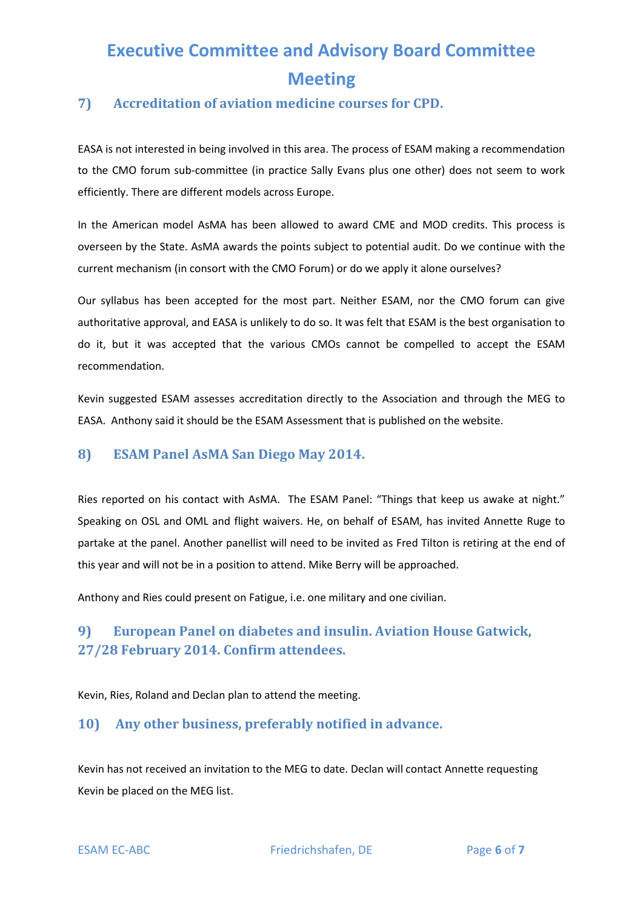## 7) Accreditation of aviation medicine courses for CPD.

EASA is not interested in being involved in this area. The process of ESAM making a recommendation to the CMO forum sub-committee (in practice Sally Evans plus one other) does not seem to work efficiently. There are different models across Europe.

In the American model AsMA has been allowed to award CME and MOD credits. This process is overseen by the State. AsMA awards the points subject to potential audit. Do we continue with the current mechanism (in consort with the CMO Forum) or do we apply it alone ourselves?

Our syllabus has been accepted for the most part. Neither ESAM, nor the CMO forum can give authoritative approval, and EASA is unlikely to do so. It was felt that ESAM is the best organisation to do it, but it was accepted that the various CMOs cannot be compelled to accept the ESAM recommendation.

Kevin suggested ESAM assesses accreditation directly to the Association and through the MEG to EASA. Anthony said it should be the ESAM Assessment that is published on the website.

## 8) ESAM Panel AsMA San Diego May 2014.

Ries reported on his contact with AsMA. The ESAM Panel: "Things that keep us awake at night." Speaking on OSL and OML and flight waivers. He, on behalf of ESAM, has invited Annette Ruge to partake at the panel. Another panellist will need to be invited as Fred Tilton is retiring at the end of this year and will not be in a position to attend. Mike Berry will be approached.

Anthony and Ries could present on Fatigue, i.e. one military and one civilian.

## 9) European Panel on diabetes and insulin. Aviation House Gatwick, 27/28 February 2014. Confirm attendees.

Kevin, Ries, Roland and Declan plan to attend the meeting.

## 10) Any other business, preferably notified in advance.

Kevin has not received an invitation to the MEG to date. Declan will contact Annette requesting Kevin be placed on the MEG list.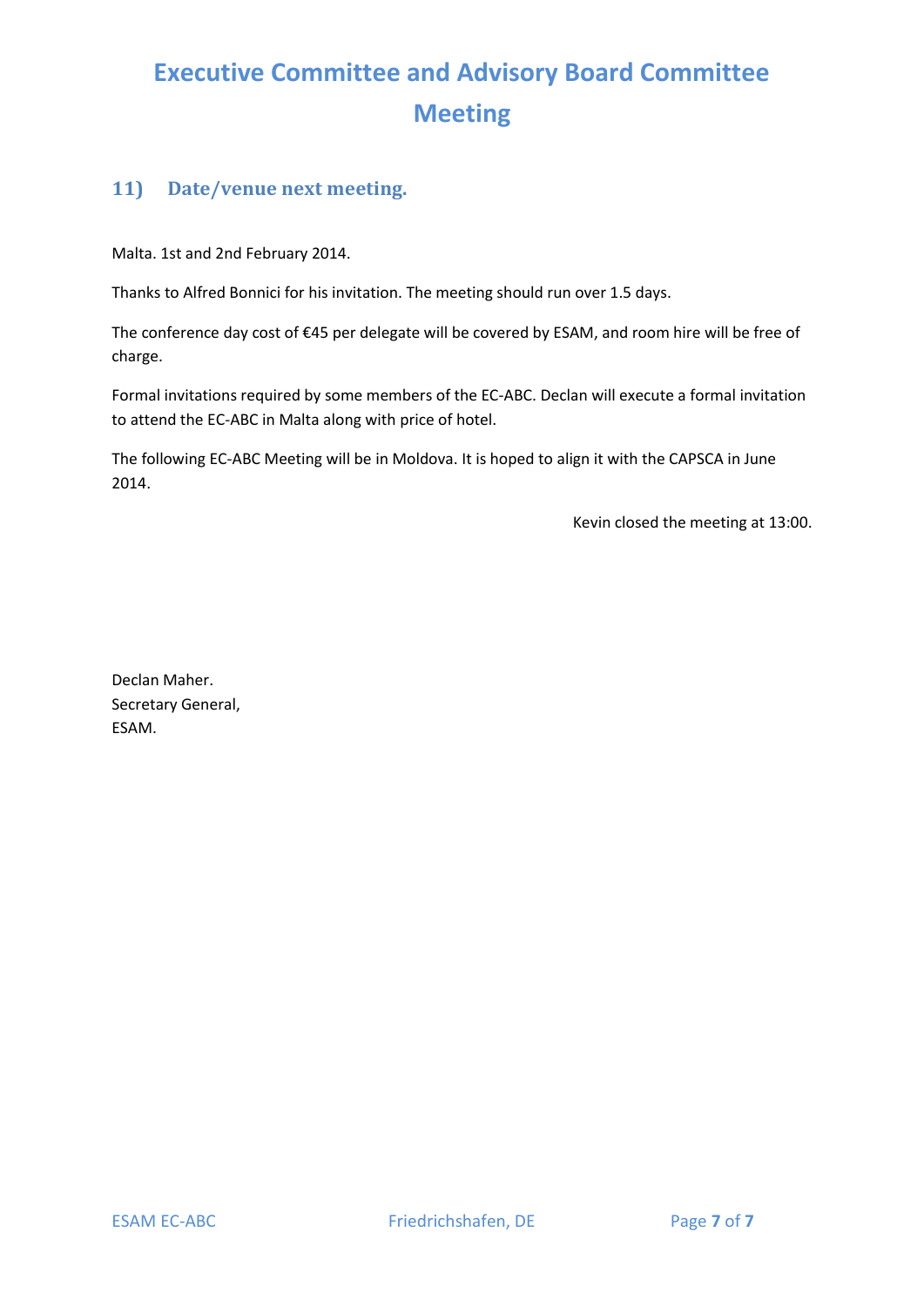## 11) Date/venue next meeting.

Malta. 1st and 2nd February 2014.

Thanks to Alfred Bonnici for his invitation. The meeting should run over 1.5 days.

The conference day cost of €45 per delegate will be covered by ESAM, and room hire will be free of charge.

Formal invitations required by some members of the EC-ABC. Declan will execute a formal invitation to attend the EC-ABC in Malta along with price of hotel.

The following EC-ABC Meeting will be in Moldova. It is hoped to align it with the CAPSCA in June 2014.

Kevin closed the meeting at 13:00.

Declan Maher.
Secretary General,
ESAM.